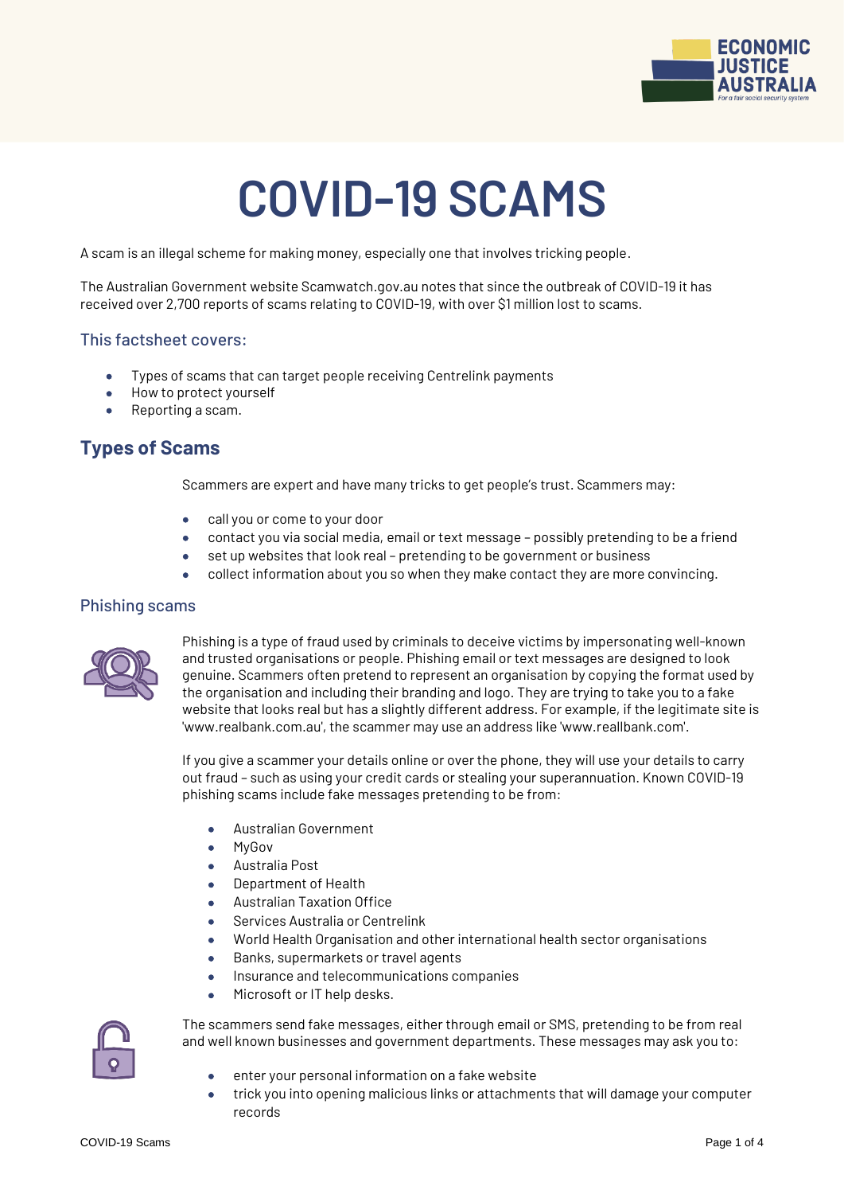# COVID-19 SCAMS

A scam is an illegal scheme for making money, especially one that involves tricking people.

The Australian Government website Scamwatch.gov.au notes that since the outbreak of COVID-19 it has received over 2,700 reports of scams relating to COVID-19, with over $1 million lost to scams.

### This factsheet covers:

- Types of scams that can target people receiving Centrelink payments
- How to protect yourself
- Reporting a scam.

## Types of Scams

Scammers are expert and have many tricks to get people's trust. Scammers may:

- call you or come to your door
- contact you via social media, email or text message – possibly pretending to be a friend
- set up websites that look real – pretending to be government or business
- collect information about you so when they make contact they are more convincing.

### Phishing scams

Phishing is a type of fraud used by criminals to deceive victims by impersonating well-known and trusted organisations or people. Phishing email or text messages are designed to look genuine. Scammers often pretend to represent an organisation by copying the format used by the organisation and including their branding and logo. They are trying to take you to a fake website that looks real but has a slightly different address. For example, if the legitimate site is 'www.realbank.com.au', the scammer may use an address like 'www.reallbank.com'.

If you give a scammer your details online or over the phone, they will use your details to carry out fraud – such as using your credit cards or stealing your superannuation. Known COVID-19 phishing scams include fake messages pretending to be from:

- Australian Government
- MyGov
- Australia Post
- Department of Health
- Australian Taxation Office
- Services Australia or Centrelink
- World Health Organisation and other international health sector organisations
- Banks, supermarkets or travel agents
- Insurance and telecommunications companies
- Microsoft or IT help desks.

The scammers send fake messages, either through email or SMS, pretending to be from real and well known businesses and government departments. These messages may ask you to:

- enter your personal information on a fake website
- trick you into opening malicious links or attachments that will damage your computer records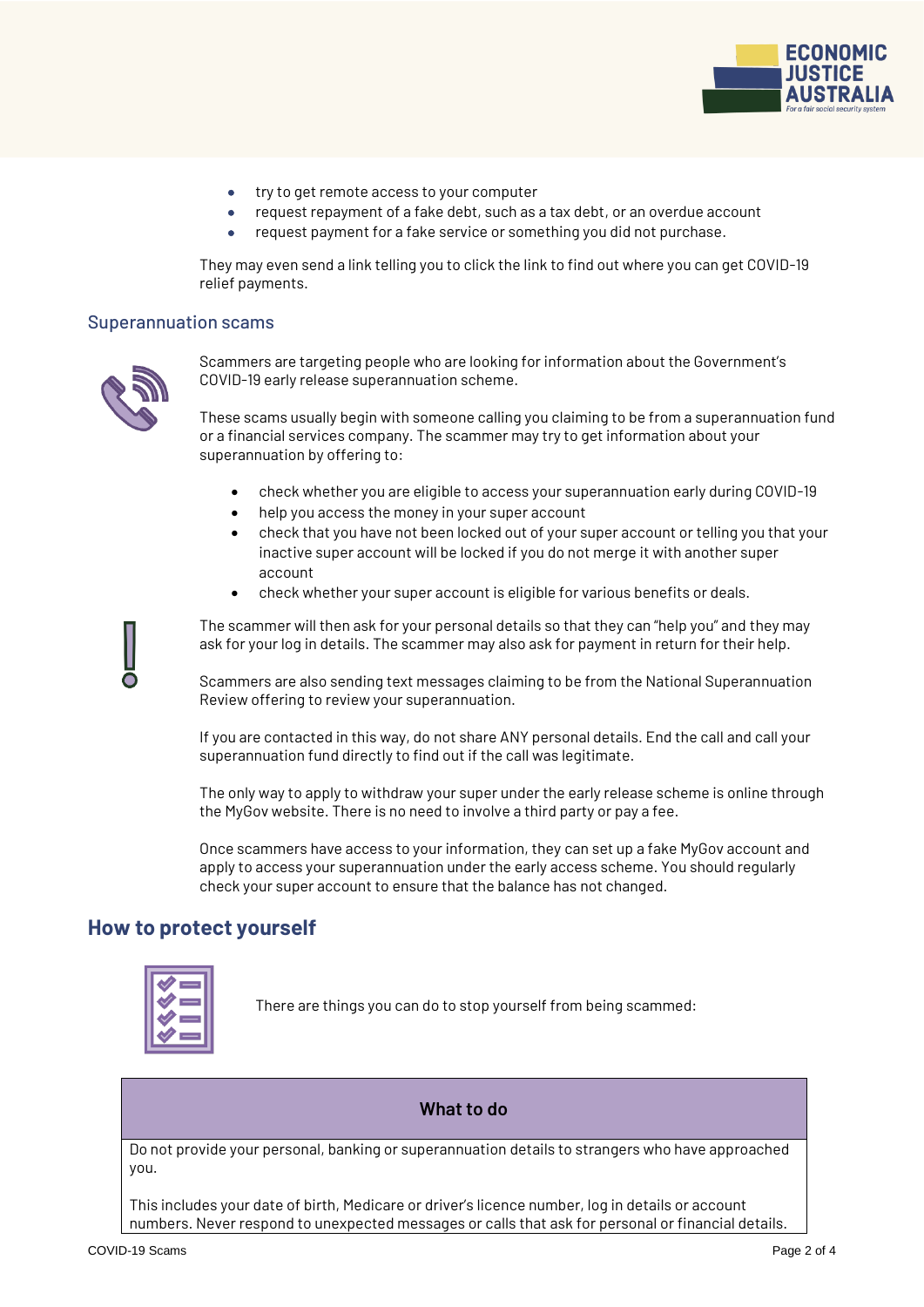- try to get remote access to your computer
- request repayment of a fake debt, such as a tax debt, or an overdue account
- request payment for a fake service or something you did not purchase.

They may even send a link telling you to click the link to find out where you can get COVID-19 relief payments.

## Superannuation scams

Scammers are targeting people who are looking for information about the Government's COVID-19 early release superannuation scheme.

These scams usually begin with someone calling you claiming to be from a superannuation fund or a financial services company. The scammer may try to get information about your superannuation by offering to:

- check whether you are eligible to access your superannuation early during COVID-19
- help you access the money in your super account
- check that you have not been locked out of your super account or telling you that your inactive super account will be locked if you do not merge it with another super account
- check whether your super account is eligible for various benefits or deals.

The scammer will then ask for your personal details so that they can "help you" and they may ask for your log in details. The scammer may also ask for payment in return for their help.

Scammers are also sending text messages claiming to be from the National Superannuation Review offering to review your superannuation.

If you are contacted in this way, do not share ANY personal details. End the call and call your superannuation fund directly to find out if the call was legitimate.

The only way to apply to withdraw your super under the early release scheme is online through the MyGov website. There is no need to involve a third party or pay a fee.

Once scammers have access to your information, they can set up a fake MyGov account and apply to access your superannuation under the early access scheme. You should regularly check your super account to ensure that the balance has not changed.

# How to protect yourself

There are things you can do to stop yourself from being scammed:

| What to do |
|---|
| Do not provide your personal, banking or superannuation details to strangers who have approached you.<br><br>This includes your date of birth, Medicare or driver's licence number, log in details or account numbers. Never respond to unexpected messages or calls that ask for personal or financial details. |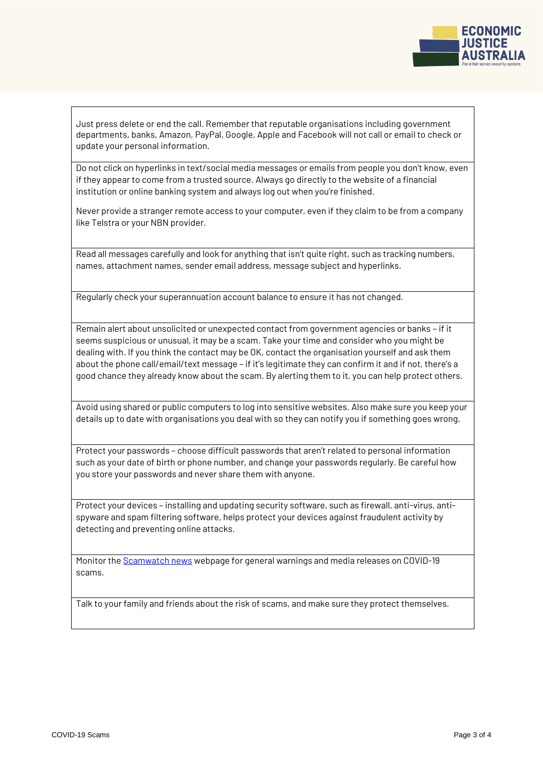| |
|---|
| Just press delete or end the call. Remember that reputable organisations including government departments, banks, Amazon, PayPal, Google, Apple and Facebook will not call or email to check or update your personal information. |
| Do not click on hyperlinks in text/social media messages or emails from people you don't know, even if they appear to come from a trusted source. Always go directly to the website of a financial institution or online banking system and always log out when you're finished.<br><br>Never provide a stranger remote access to your computer, even if they claim to be from a company like Telstra or your NBN provider. |
| Read all messages carefully and look for anything that isn't quite right, such as tracking numbers, names, attachment names, sender email address, message subject and hyperlinks. |
| Regularly check your superannuation account balance to ensure it has not changed. |
| Remain alert about unsolicited or unexpected contact from government agencies or banks – if it seems suspicious or unusual, it may be a scam. Take your time and consider who you might be dealing with. If you think the contact may be OK, contact the organisation yourself and ask them about the phone call/email/text message – if it's legitimate they can confirm it and if not, there's a good chance they already know about the scam. By alerting them to it, you can help protect others. |
| Avoid using shared or public computers to log into sensitive websites. Also make sure you keep your details up to date with organisations you deal with so they can notify you if something goes wrong. |
| Protect your passwords – choose difficult passwords that aren't related to personal information such as your date of birth or phone number, and change your passwords regularly. Be careful how you store your passwords and never share them with anyone. |
| Protect your devices – installing and updating security software, such as firewall, anti-virus, anti-spyware and spam filtering software, helps protect your devices against fraudulent activity by detecting and preventing online attacks. |
| Monitor the Scamwatch news webpage for general warnings and media releases on COVID-19 scams. |
| Talk to your family and friends about the risk of scams, and make sure they protect themselves. |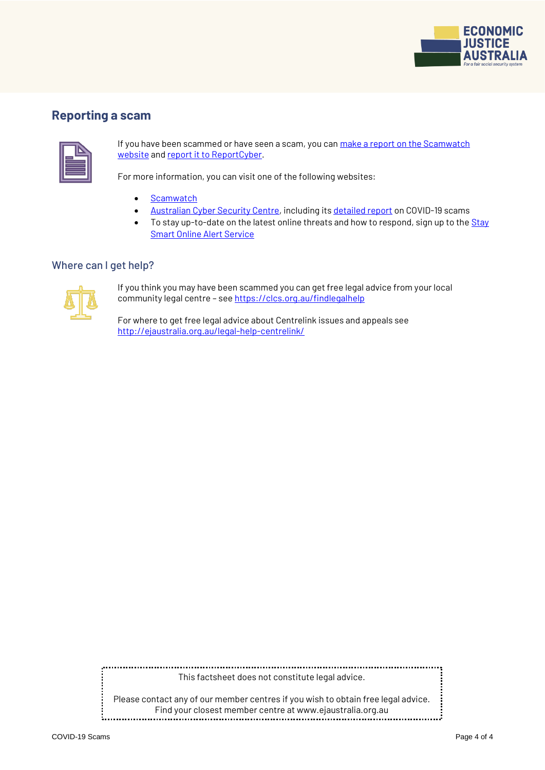## Reporting a scam

If you have been scammed or have seen a scam, you can make a report on the Scamwatch website and report it to ReportCyber.

For more information, you can visit one of the following websites:

- Scamwatch
- Australian Cyber Security Centre, including its detailed report on COVID-19 scams
- To stay up-to-date on the latest online threats and how to respond, sign up to the Stay Smart Online Alert Service

### Where can I get help?

If you think you may have been scammed you can get free legal advice from your local community legal centre – see https://clcs.org.au/findlegalhelp

For where to get free legal advice about Centrelink issues and appeals see http://ejaustralia.org.au/legal-help-centrelink/

This factsheet does not constitute legal advice.

Please contact any of our member centres if you wish to obtain free legal advice. Find your closest member centre at www.ejaustralia.org.au